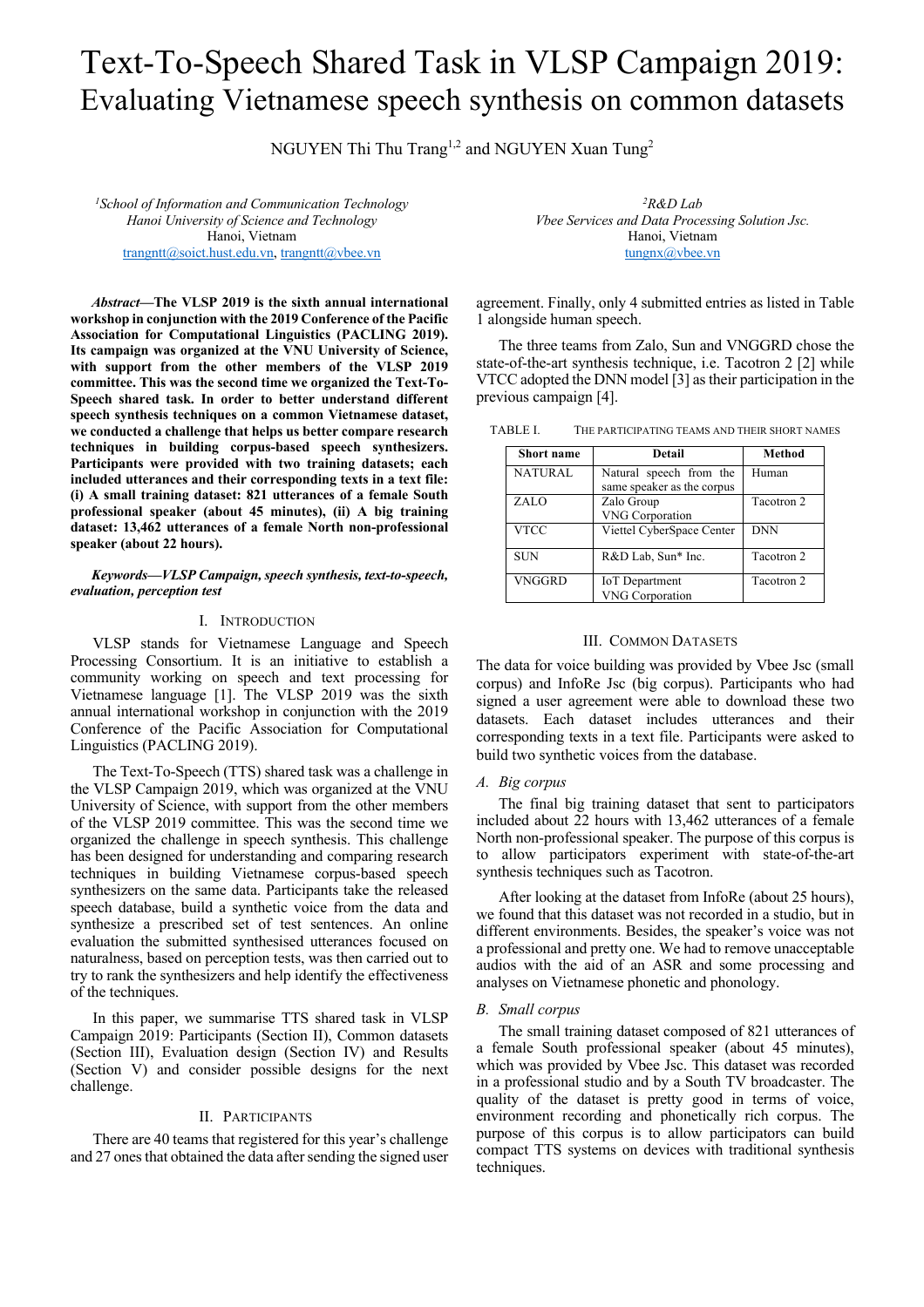# Text-To-Speech Shared Task in VLSP Campaign 2019: Evaluating Vietnamese speech synthesis on common datasets

NGUYEN Thi Thu Trang[1,2] and NGUYEN Xuan Tung[2]

[1]*School of Information and Communication Technology*
*Hanoi University of Science and Technology*
Hanoi, Vietnam
trangntt@soict.hust.edu.vn, trangntt@vbee.vn

[2]*R&D Lab*
*Vbee Services and Data Processing Solution Jsc.*
Hanoi, Vietnam
tungnx@vbee.vn

***Abstract*—The VLSP 2019 is the sixth annual international workshop in conjunction with the 2019 Conference of the Pacific Association for Computational Linguistics (PACLING 2019). Its campaign was organized at the VNU University of Science, with support from the other members of the VLSP 2019 committee. This was the second time we organized the Text-To-Speech shared task. In order to better understand different speech synthesis techniques on a common Vietnamese dataset, we conducted a challenge that helps us better compare research techniques in building corpus-based speech synthesizers. Participants were provided with two training datasets; each included utterances and their corresponding texts in a text file: (i) A small training dataset: 821 utterances of a female South professional speaker (about 45 minutes), (ii) A big training dataset: 13,462 utterances of a female North non-professional speaker (about 22 hours).**

***Keywords—VLSP Campaign, speech synthesis, text-to-speech, evaluation, perception test***

## I. Introduction

VLSP stands for Vietnamese Language and Speech Processing Consortium. It is an initiative to establish a community working on speech and text processing for Vietnamese language [1]. The VLSP 2019 was the sixth annual international workshop in conjunction with the 2019 Conference of the Pacific Association for Computational Linguistics (PACLING 2019).

The Text-To-Speech (TTS) shared task was a challenge in the VLSP Campaign 2019, which was organized at the VNU University of Science, with support from the other members of the VLSP 2019 committee. This was the second time we organized the challenge in speech synthesis. This challenge has been designed for understanding and comparing research techniques in building Vietnamese corpus-based speech synthesizers on the same data. Participants take the released speech database, build a synthetic voice from the data and synthesize a prescribed set of test sentences. An online evaluation the submitted synthesised utterances focused on naturalness, based on perception tests, was then carried out to try to rank the synthesizers and help identify the effectiveness of the techniques.

In this paper, we summarise TTS shared task in VLSP Campaign 2019: Participants (Section II), Common datasets (Section III), Evaluation design (Section IV) and Results (Section V) and consider possible designs for the next challenge.

## II. Participants

There are 40 teams that registered for this year's challenge and 27 ones that obtained the data after sending the signed user agreement. Finally, only 4 submitted entries as listed in Table 1 alongside human speech.

The three teams from Zalo, Sun and VNGGRD chose the state-of-the-art synthesis technique, i.e. Tacotron 2 [2] while VTCC adopted the DNN model [3] as their participation in the previous campaign [4].

TABLE I. The participating teams and their short names

| Short name | Detail | Method |
|---|---|---|
| NATURAL | Natural speech from the same speaker as the corpus | Human |
| ZALO | Zalo Group VNG Corporation | Tacotron 2 |
| VTCC | Viettel CyberSpace Center | DNN |
| SUN | R&D Lab, Sun* Inc. | Tacotron 2 |
| VNGGRD | IoT Department VNG Corporation | Tacotron 2 |

## III. Common Datasets

The data for voice building was provided by Vbee Jsc (small corpus) and InfoRe Jsc (big corpus). Participants who had signed a user agreement were able to download these two datasets. Each dataset includes utterances and their corresponding texts in a text file. Participants were asked to build two synthetic voices from the database.

### A. Big corpus

The final big training dataset that sent to participators included about 22 hours with 13,462 utterances of a female North non-professional speaker. The purpose of this corpus is to allow participators experiment with state-of-the-art synthesis techniques such as Tacotron.

After looking at the dataset from InfoRe (about 25 hours), we found that this dataset was not recorded in a studio, but in different environments. Besides, the speaker's voice was not a professional and pretty one. We had to remove unacceptable audios with the aid of an ASR and some processing and analyses on Vietnamese phonetic and phonology.

### B. Small corpus

The small training dataset composed of 821 utterances of a female South professional speaker (about 45 minutes), which was provided by Vbee Jsc. This dataset was recorded in a professional studio and by a South TV broadcaster. The quality of the dataset is pretty good in terms of voice, environment recording and phonetically rich corpus. The purpose of this corpus is to allow participators can build compact TTS systems on devices with traditional synthesis techniques.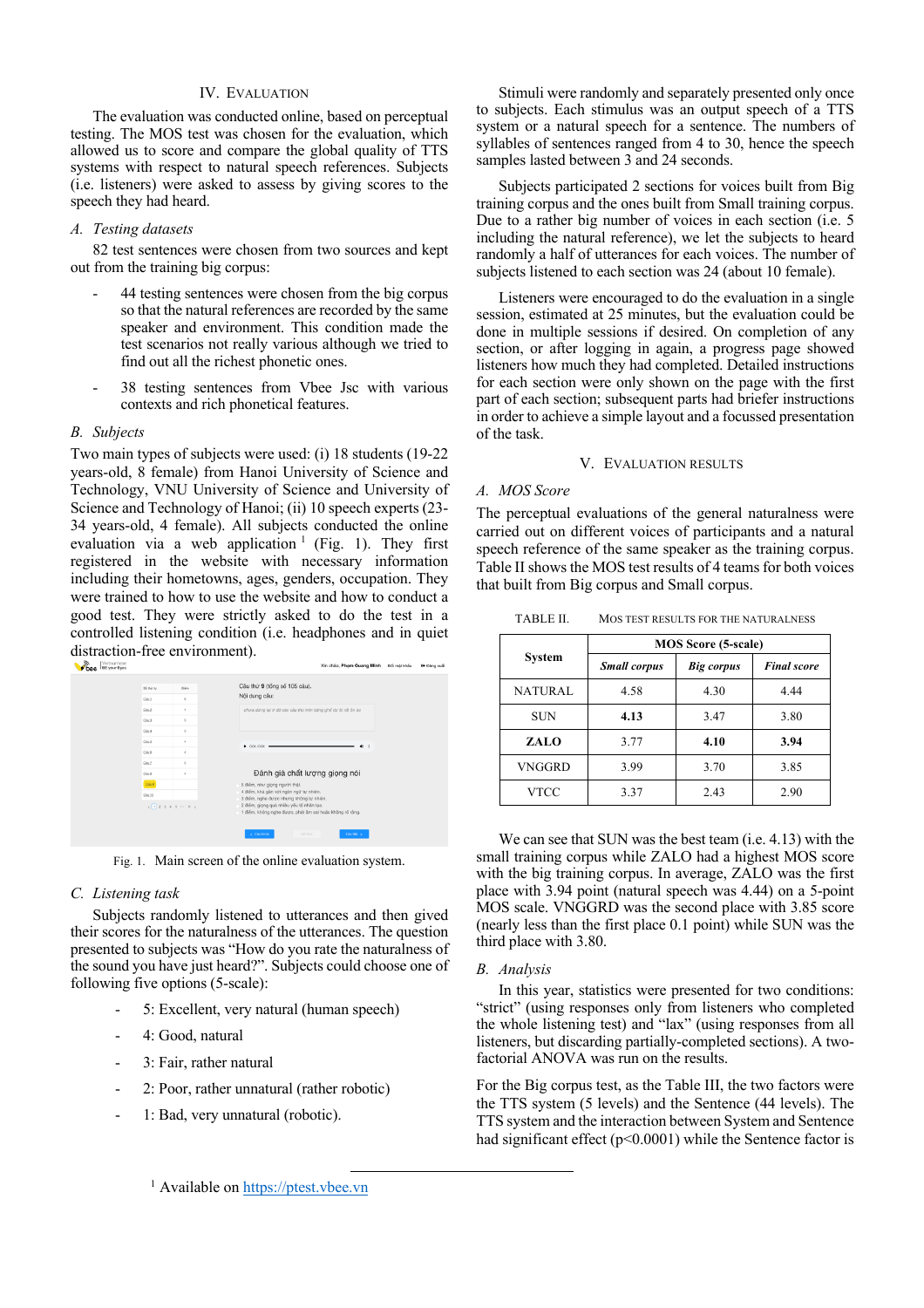## IV. Evaluation

The evaluation was conducted online, based on perceptual testing. The MOS test was chosen for the evaluation, which allowed us to score and compare the global quality of TTS systems with respect to natural speech references. Subjects (i.e. listeners) were asked to assess by giving scores to the speech they had heard.

### A. Testing datasets

82 test sentences were chosen from two sources and kept out from the training big corpus:

- 44 testing sentences were chosen from the big corpus so that the natural references are recorded by the same speaker and environment. This condition made the test scenarios not really various although we tried to find out all the richest phonetic ones.
- 38 testing sentences from Vbee Jsc with various contexts and rich phonetical features.

### B. Subjects

Two main types of subjects were used: (i) 18 students (19-22 years-old, 8 female) from Hanoi University of Science and Technology, VNU University of Science and University of Science and Technology of Hanoi; (ii) 10 speech experts (23-34 years-old, 4 female). All subjects conducted the online evaluation via a web application [1] (Fig. 1). They first registered in the website with necessary information including their hometowns, ages, genders, occupation. They were trained to how to use the website and how to conduct a good test. They were strictly asked to do the test in a controlled listening condition (i.e. headphones and in quiet distraction-free environment).

Fig. 1. Main screen of the online evaluation system.

### C. Listening task

Subjects randomly listened to utterances and then gived their scores for the naturalness of the utterances. The question presented to subjects was "How do you rate the naturalness of the sound you have just heard?". Subjects could choose one of following five options (5-scale):

- 5: Excellent, very natural (human speech)
- 4: Good, natural
- 3: Fair, rather natural
- 2: Poor, rather unnatural (rather robotic)
- 1: Bad, very unnatural (robotic).

Stimuli were randomly and separately presented only once to subjects. Each stimulus was an output speech of a TTS system or a natural speech for a sentence. The numbers of syllables of sentences ranged from 4 to 30, hence the speech samples lasted between 3 and 24 seconds.

Subjects participated 2 sections for voices built from Big training corpus and the ones built from Small training corpus. Due to a rather big number of voices in each section (i.e. 5 including the natural reference), we let the subjects to heard randomly a half of utterances for each voices. The number of subjects listened to each section was 24 (about 10 female).

Listeners were encouraged to do the evaluation in a single session, estimated at 25 minutes, but the evaluation could be done in multiple sessions if desired. On completion of any section, or after logging in again, a progress page showed listeners how much they had completed. Detailed instructions for each section were only shown on the page with the first part of each section; subsequent parts had briefer instructions in order to achieve a simple layout and a focussed presentation of the task.

## V. Evaluation Results

### A. MOS Score

The perceptual evaluations of the general naturalness were carried out on different voices of participants and a natural speech reference of the same speaker as the training corpus. Table II shows the MOS test results of 4 teams for both voices that built from Big corpus and Small corpus.

TABLE II. MOS TEST RESULTS FOR THE NATURALNESS

| System | MOS Score (5-scale) | | |
|---|---|---|---|
| | *Small corpus* | *Big corpus* | *Final score* |
| NATURAL | 4.58 | 4.30 | 4.44 |
| SUN | **4.13** | 3.47 | 3.80 |
| **ZALO** | 3.77 | **4.10** | **3.94** |
| VNGGRD | 3.99 | 3.70 | 3.85 |
| VTCC | 3.37 | 2.43 | 2.90 |

We can see that SUN was the best team (i.e. 4.13) with the small training corpus while ZALO had a highest MOS score with the big training corpus. In average, ZALO was the first place with 3.94 point (natural speech was 4.44) on a 5-point MOS scale. VNGGRD was the second place with 3.85 score (nearly less than the first place 0.1 point) while SUN was the third place with 3.80.

### B. Analysis

In this year, statistics were presented for two conditions: "strict" (using responses only from listeners who completed the whole listening test) and "lax" (using responses from all listeners, but discarding partially-completed sections). A two-factorial ANOVA was run on the results.

For the Big corpus test, as the Table III, the two factors were the TTS system (5 levels) and the Sentence (44 levels). The TTS system and the interaction between System and Sentence had significant effect ($p<0.0001$) while the Sentence factor is

[1] Available on https://ptest.vbee.vn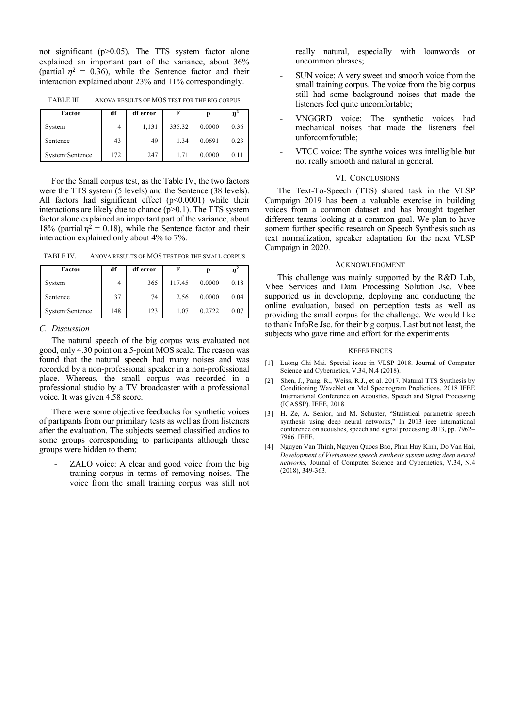not significant (p>0.05). The TTS system factor alone explained an important part of the variance, about 36% (partial $\eta^2$ = 0.36), while the Sentence factor and their interaction explained about 23% and 11% correspondingly.

TABLE III. ANOVA RESULTS OF MOS TEST FOR THE BIG CORPUS

| Factor | df | df error | F | p | $\eta^2$ |
|---|---|---|---|---|---|
| System | 4 | 1,131 | 335.32 | 0.0000 | 0.36 |
| Sentence | 43 | 49 | 1.34 | 0.0691 | 0.23 |
| System:Sentence | 172 | 247 | 1.71 | 0.0000 | 0.11 |

For the Small corpus test, as the Table IV, the two factors were the TTS system (5 levels) and the Sentence (38 levels). All factors had significant effect (p<0.0001) while their interactions are likely due to chance (p>0.1). The TTS system factor alone explained an important part of the variance, about 18% (partial $\eta^2$ = 0.18), while the Sentence factor and their interaction explained only about 4% to 7%.

TABLE IV. ANOVA RESULTS OF MOS TEST FOR THE SMALL CORPUS

| Factor | df | df error | F | p | $\eta^2$ |
|---|---|---|---|---|---|
| System | 4 | 365 | 117.45 | 0.0000 | 0.18 |
| Sentence | 37 | 74 | 2.56 | 0.0000 | 0.04 |
| System:Sentence | 148 | 123 | 1.07 | 0.2722 | 0.07 |

### C. Discussion

The natural speech of the big corpus was evaluated not good, only 4.30 point on a 5-point MOS scale. The reason was found that the natural speech had many noises and was recorded by a non-professional speaker in a non-professional place. Whereas, the small corpus was recorded in a professional studio by a TV broadcaster with a professional voice. It was given 4.58 score.

There were some objective feedbacks for synthetic voices of partipants from our primilary tests as well as from listeners after the evaluation. The subjects seemed classified audios to some groups corresponding to participants although these groups were hidden to them:

- ZALO voice: A clear and good voice from the big training corpus in terms of removing noises. The voice from the small training corpus was still not really natural, especially with loanwords or uncommon phrases;
- SUN voice: A very sweet and smooth voice from the small training corpus. The voice from the big corpus still had some background noises that made the listeners feel quite uncomfortable;
- VNGGRD voice: The synthetic voices had mechanical noises that made the listeners feel unforcomforatble;
- VTCC voice: The synthe voices was intelligible but not really smooth and natural in general.

## VI. CONCLUSIONS

The Text-To-Speech (TTS) shared task in the VLSP Campaign 2019 has been a valuable exercise in building voices from a common dataset and has brought together different teams looking at a common goal. We plan to have somem further specific research on Speech Synthesis such as text normalization, speaker adaptation for the next VLSP Campaign in 2020.

## ACKNOWLEDGMENT

This challenge was mainly supported by the R&D Lab, Vbee Services and Data Processing Solution Jsc. Vbee supported us in developing, deploying and conducting the online evaluation, based on perception tests as well as providing the small corpus for the challenge. We would like to thank InfoRe Jsc. for their big corpus. Last but not least, the subjects who gave time and effort for the experiments.

## REFERENCES

[1] Luong Chi Mai. Special issue in VLSP 2018. Journal of Computer Science and Cybernetics, V.34, N.4 (2018).

[2] Shen, J., Pang, R., Weiss, R.J., et al. 2017. Natural TTS Synthesis by Conditioning WaveNet on Mel Spectrogram Predictions. 2018 IEEE International Conference on Acoustics, Speech and Signal Processing (ICASSP). IEEE, 2018.

[3] H. Ze, A. Senior, and M. Schuster, "Statistical parametric speech synthesis using deep neural networks," In 2013 ieee international conference on acoustics, speech and signal processing 2013, pp. 7962–7966. IEEE.

[4] Nguyen Van Thinh, Nguyen Quocs Bao, Phan Huy Kinh, Do Van Hai, *Development of Vietnamese speech synthesis system using deep neural networks*, Journal of Computer Science and Cybernetics, V.34, N.4 (2018), 349-363.